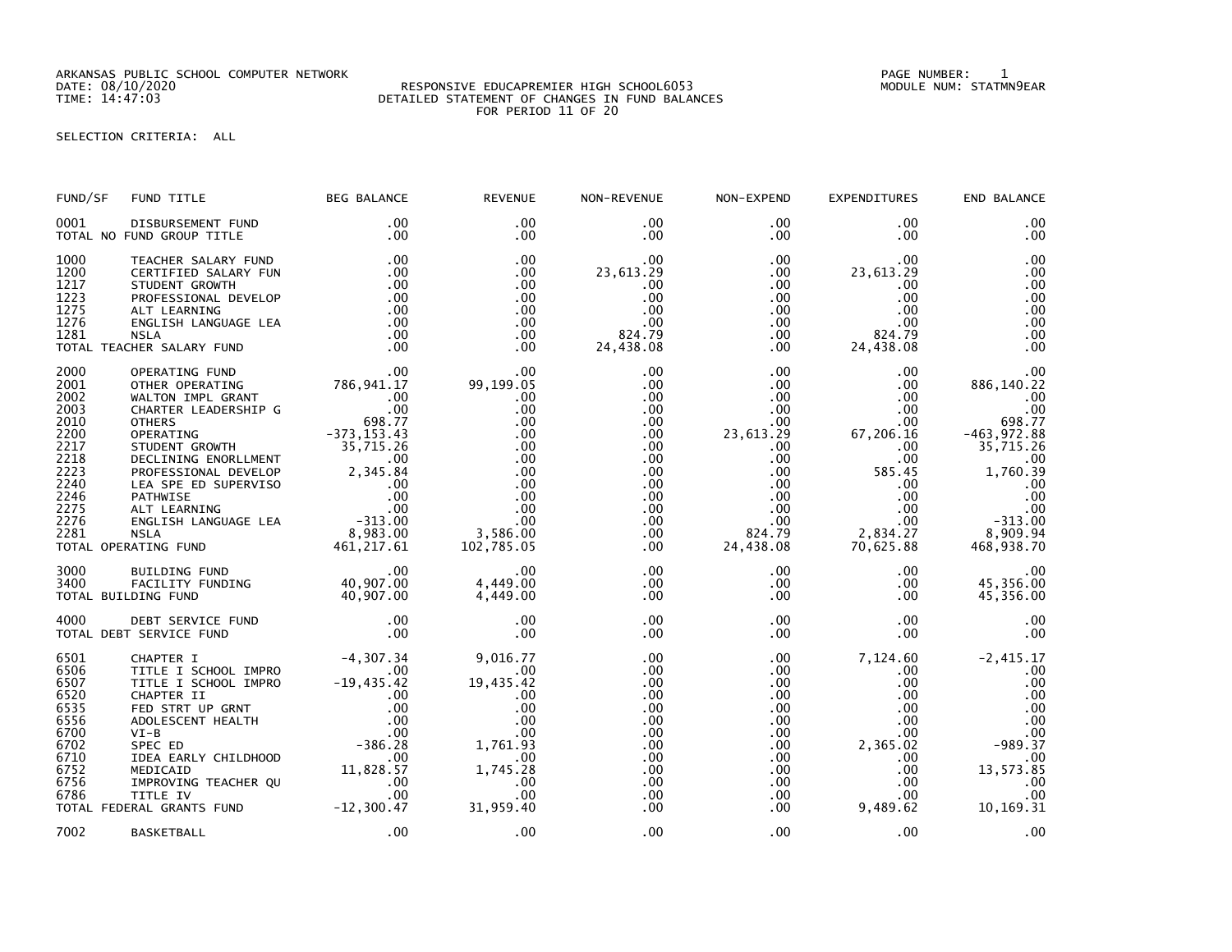ARKANSAS PUBLIC SCHOOL COMPUTER NETWORK
DATE: 08/10/2020
TIME: 14:47:03

RESPONSIVE EDUCAPREMIER HIGH SCHOOL6053
DETAILED STATEMENT OF CHANGES IN FUND BALANCES
FOR PERIOD 11 OF 20

PAGE NUMBER: 1
MODULE NUM: STATMN9EAR

SELECTION CRITERIA: ALL

| FUND/SF | FUND TITLE | BEG BALANCE | REVENUE | NON-REVENUE | NON-EXPEND | EXPENDITURES | END BALANCE |
|---|---|---|---|---|---|---|---|
| 0001 | DISBURSEMENT FUND | .00 | .00 | .00 | .00 | .00 | .00 |
| TOTAL NO FUND GROUP TITLE | | .00 | .00 | .00 | .00 | .00 | .00 |
| 1000 | TEACHER SALARY FUND | .00 | .00 | .00 | .00 | .00 | .00 |
| 1200 | CERTIFIED SALARY FUN | .00 | .00 | 23,613.29 | .00 | 23,613.29 | .00 |
| 1217 | STUDENT GROWTH | .00 | .00 | .00 | .00 | .00 | .00 |
| 1223 | PROFESSIONAL DEVELOP | .00 | .00 | .00 | .00 | .00 | .00 |
| 1275 | ALT LEARNING | .00 | .00 | .00 | .00 | .00 | .00 |
| 1276 | ENGLISH LANGUAGE LEA | .00 | .00 | .00 | .00 | .00 | .00 |
| 1281 | NSLA | .00 | .00 | 824.79 | .00 | 824.79 | .00 |
| TOTAL TEACHER SALARY FUND | | .00 | .00 | 24,438.08 | .00 | 24,438.08 | .00 |
| 2000 | OPERATING FUND | .00 | .00 | .00 | .00 | .00 | .00 |
| 2001 | OTHER OPERATING | 786,941.17 | 99,199.05 | .00 | .00 | .00 | 886,140.22 |
| 2002 | WALTON IMPL GRANT | .00 | .00 | .00 | .00 | .00 | .00 |
| 2003 | CHARTER LEADERSHIP G | .00 | .00 | .00 | .00 | .00 | .00 |
| 2010 | OTHERS | 698.77 | .00 | .00 | .00 | .00 | 698.77 |
| 2200 | OPERATING | -373,153.43 | .00 | .00 | 23,613.29 | 67,206.16 | -463,972.88 |
| 2217 | STUDENT GROWTH | 35,715.26 | .00 | .00 | .00 | .00 | 35,715.26 |
| 2218 | DECLINING ENORLLMENT | .00 | .00 | .00 | .00 | .00 | .00 |
| 2223 | PROFESSIONAL DEVELOP | 2,345.84 | .00 | .00 | .00 | 585.45 | 1,760.39 |
| 2240 | LEA SPE ED SUPERVISO | .00 | .00 | .00 | .00 | .00 | .00 |
| 2246 | PATHWISE | .00 | .00 | .00 | .00 | .00 | .00 |
| 2275 | ALT LEARNING | .00 | .00 | .00 | .00 | .00 | .00 |
| 2276 | ENGLISH LANGUAGE LEA | -313.00 | .00 | .00 | .00 | .00 | -313.00 |
| 2281 | NSLA | 8,983.00 | 3,586.00 | .00 | 824.79 | 2,834.27 | 8,909.94 |
| TOTAL OPERATING FUND | | 461,217.61 | 102,785.05 | .00 | 24,438.08 | 70,625.88 | 468,938.70 |
| 3000 | BUILDING FUND | .00 | .00 | .00 | .00 | .00 | .00 |
| 3400 | FACILITY FUNDING | 40,907.00 | 4,449.00 | .00 | .00 | .00 | 45,356.00 |
| TOTAL BUILDING FUND | | 40,907.00 | 4,449.00 | .00 | .00 | .00 | 45,356.00 |
| 4000 | DEBT SERVICE FUND | .00 | .00 | .00 | .00 | .00 | .00 |
| TOTAL DEBT SERVICE FUND | | .00 | .00 | .00 | .00 | .00 | .00 |
| 6501 | CHAPTER I | -4,307.34 | 9,016.77 | .00 | .00 | 7,124.60 | -2,415.17 |
| 6506 | TITLE I SCHOOL IMPRO | .00 | .00 | .00 | .00 | .00 | .00 |
| 6507 | TITLE I SCHOOL IMPRO | -19,435.42 | 19,435.42 | .00 | .00 | .00 | .00 |
| 6520 | CHAPTER II | .00 | .00 | .00 | .00 | .00 | .00 |
| 6535 | FED STRT UP GRNT | .00 | .00 | .00 | .00 | .00 | .00 |
| 6556 | ADOLESCENT HEALTH | .00 | .00 | .00 | .00 | .00 | .00 |
| 6700 | VI-B | .00 | .00 | .00 | .00 | .00 | .00 |
| 6702 | SPEC ED | -386.28 | 1,761.93 | .00 | .00 | 2,365.02 | -989.37 |
| 6710 | IDEA EARLY CHILDHOOD | .00 | .00 | .00 | .00 | .00 | .00 |
| 6752 | MEDICAID | 11,828.57 | 1,745.28 | .00 | .00 | .00 | 13,573.85 |
| 6756 | IMPROVING TEACHER QU | .00 | .00 | .00 | .00 | .00 | .00 |
| 6786 | TITLE IV | .00 | .00 | .00 | .00 | .00 | .00 |
| TOTAL FEDERAL GRANTS FUND | | -12,300.47 | 31,959.40 | .00 | .00 | 9,489.62 | 10,169.31 |
| 7002 | BASKETBALL | .00 | .00 | .00 | .00 | .00 | .00 |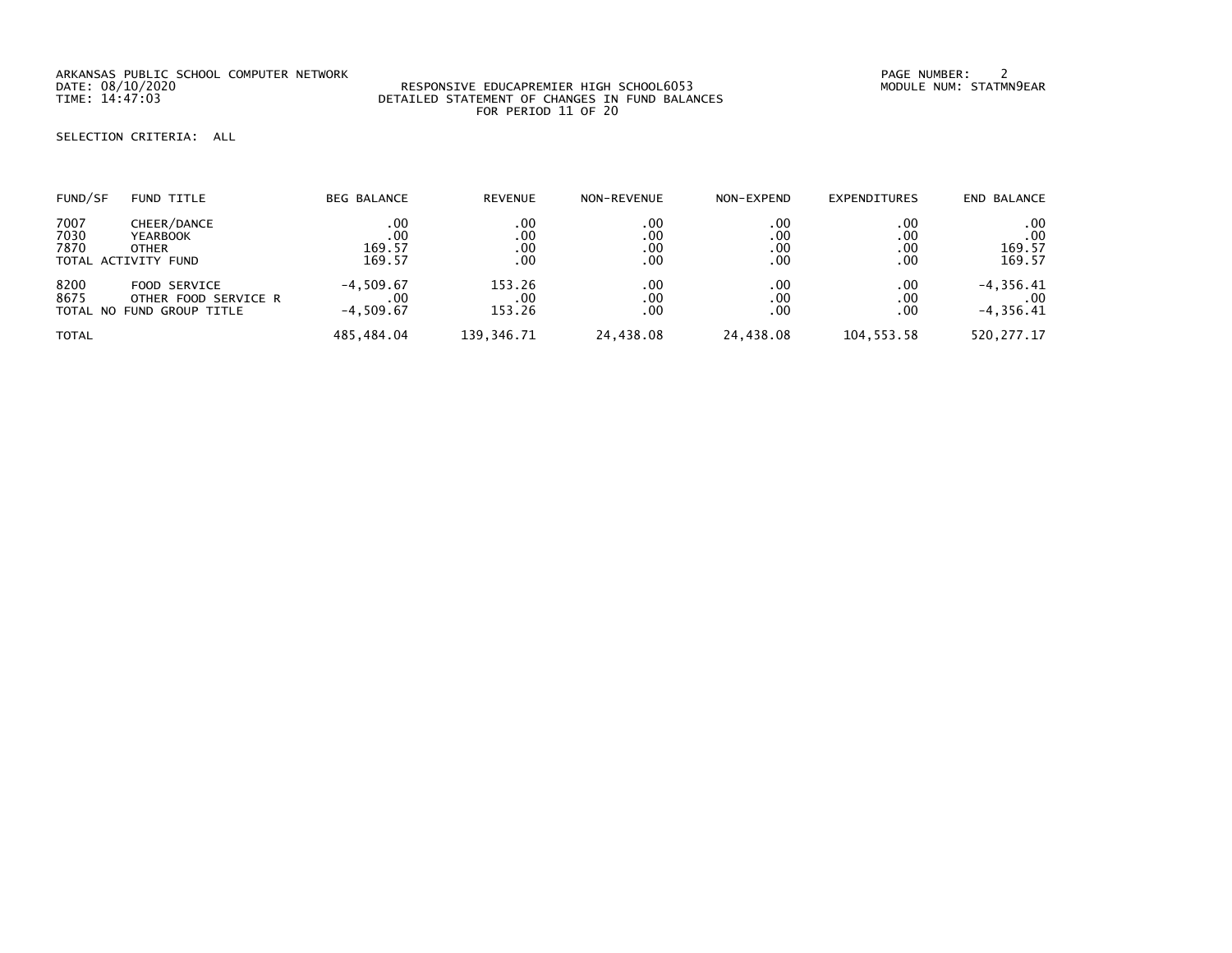ARKANSAS PUBLIC SCHOOL COMPUTER NETWORK
DATE: 08/10/2020
TIME: 14:47:03

RESPONSIVE EDUCAPREMIER HIGH SCHOOL6053
DETAILED STATEMENT OF CHANGES IN FUND BALANCES
FOR PERIOD 11 OF 20

PAGE NUMBER: 2
MODULE NUM: STATMN9EAR

SELECTION CRITERIA: ALL

| FUND/SF | FUND TITLE | BEG BALANCE | REVENUE | NON-REVENUE | NON-EXPEND | EXPENDITURES | END BALANCE |
|---|---|---|---|---|---|---|---|
| 7007 | CHEER/DANCE | .00 | .00 | .00 | .00 | .00 | .00 |
| 7030 | YEARBOOK | .00 | .00 | .00 | .00 | .00 | .00 |
| 7870 | OTHER | 169.57 | .00 | .00 | .00 | .00 | 169.57 |
| TOTAL ACTIVITY FUND | | 169.57 | .00 | .00 | .00 | .00 | 169.57 |
| 8200 | FOOD SERVICE | -4,509.67 | 153.26 | .00 | .00 | .00 | -4,356.41 |
| 8675 | OTHER FOOD SERVICE R | .00 | .00 | .00 | .00 | .00 | .00 |
| TOTAL NO FUND GROUP TITLE | | -4,509.67 | 153.26 | .00 | .00 | .00 | -4,356.41 |
| TOTAL | | 485,484.04 | 139,346.71 | 24,438.08 | 24,438.08 | 104,553.58 | 520,277.17 |